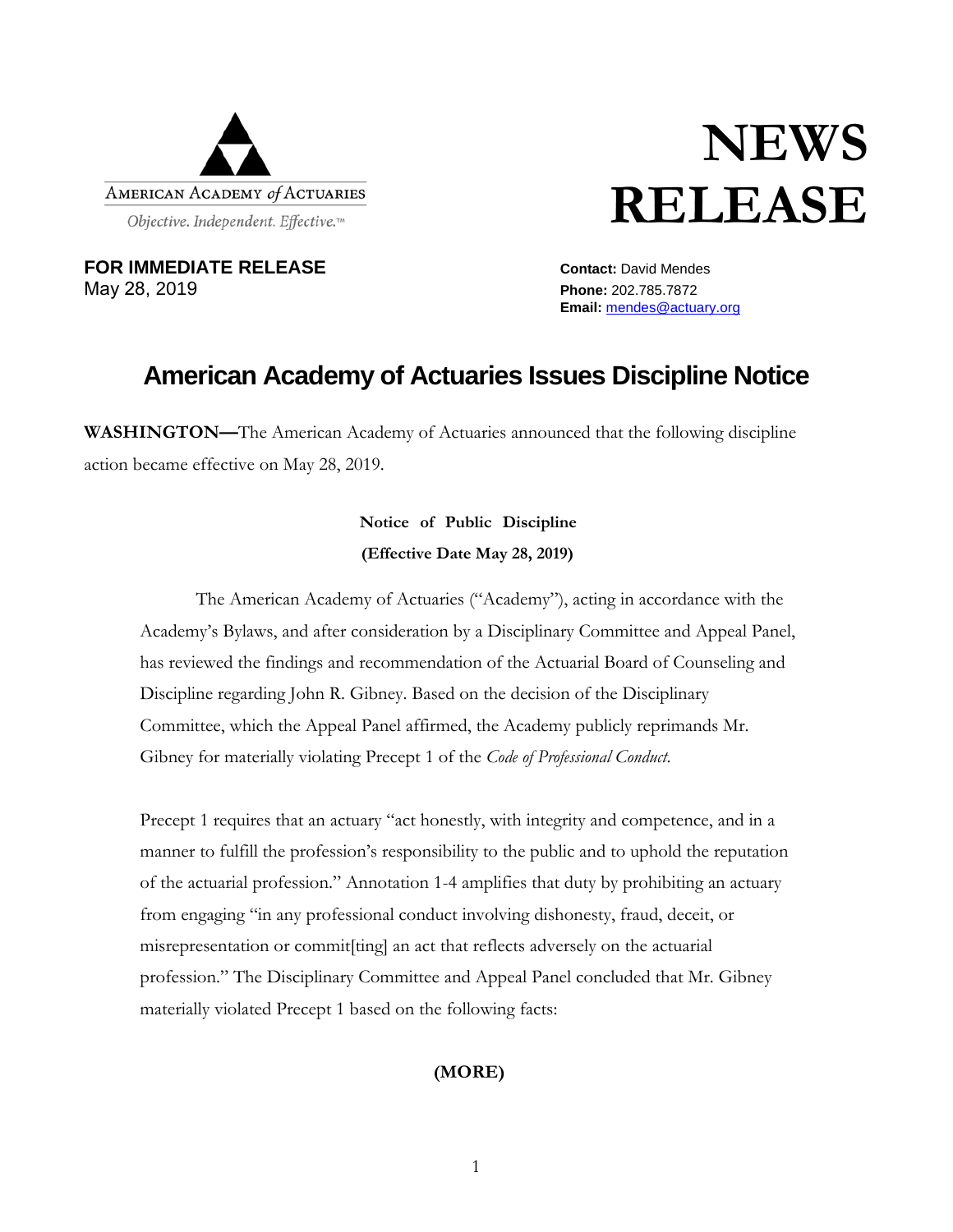AMERICAN ACADEMY *of* ACTUARIES

*Objective. Independent. Effective.*™

# NEWS RELEASE

**FOR IMMEDIATE RELEASE**
May 28, 2019

**Contact:** David Mendes
**Phone:** 202.785.7872
**Email:** mendes@actuary.org

## American Academy of Actuaries Issues Discipline Notice

**WASHINGTON—**The American Academy of Actuaries announced that the following discipline action became effective on May 28, 2019.

**Notice of Public Discipline**
**(Effective Date May 28, 2019)**

The American Academy of Actuaries ("Academy"), acting in accordance with the Academy's Bylaws, and after consideration by a Disciplinary Committee and Appeal Panel, has reviewed the findings and recommendation of the Actuarial Board of Counseling and Discipline regarding John R. Gibney. Based on the decision of the Disciplinary Committee, which the Appeal Panel affirmed, the Academy publicly reprimands Mr. Gibney for materially violating Precept 1 of the *Code of Professional Conduct.*

Precept 1 requires that an actuary "act honestly, with integrity and competence, and in a manner to fulfill the profession's responsibility to the public and to uphold the reputation of the actuarial profession." Annotation 1-4 amplifies that duty by prohibiting an actuary from engaging "in any professional conduct involving dishonesty, fraud, deceit, or misrepresentation or commit[ting] an act that reflects adversely on the actuarial profession." The Disciplinary Committee and Appeal Panel concluded that Mr. Gibney materially violated Precept 1 based on the following facts:

**(MORE)**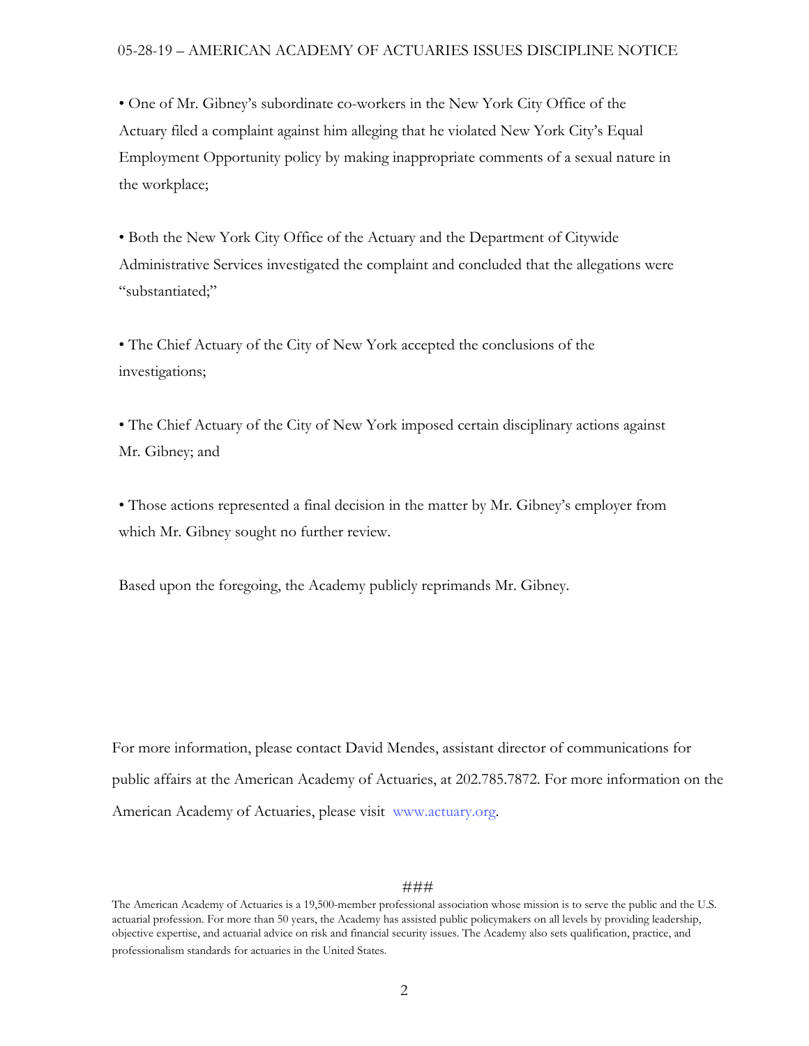- One of Mr. Gibney's subordinate co-workers in the New York City Office of the Actuary filed a complaint against him alleging that he violated New York City's Equal Employment Opportunity policy by making inappropriate comments of a sexual nature in the workplace;

- Both the New York City Office of the Actuary and the Department of Citywide Administrative Services investigated the complaint and concluded that the allegations were "substantiated;"

- The Chief Actuary of the City of New York accepted the conclusions of the investigations;

- The Chief Actuary of the City of New York imposed certain disciplinary actions against Mr. Gibney; and

- Those actions represented a final decision in the matter by Mr. Gibney's employer from which Mr. Gibney sought no further review.

Based upon the foregoing, the Academy publicly reprimands Mr. Gibney.

For more information, please contact David Mendes, assistant director of communications for public affairs at the American Academy of Actuaries, at 202.785.7872. For more information on the American Academy of Actuaries, please visit www.actuary.org.

###

The American Academy of Actuaries is a 19,500-member professional association whose mission is to serve the public and the U.S. actuarial profession. For more than 50 years, the Academy has assisted public policymakers on all levels by providing leadership, objective expertise, and actuarial advice on risk and financial security issues. The Academy also sets qualification, practice, and professionalism standards for actuaries in the United States.